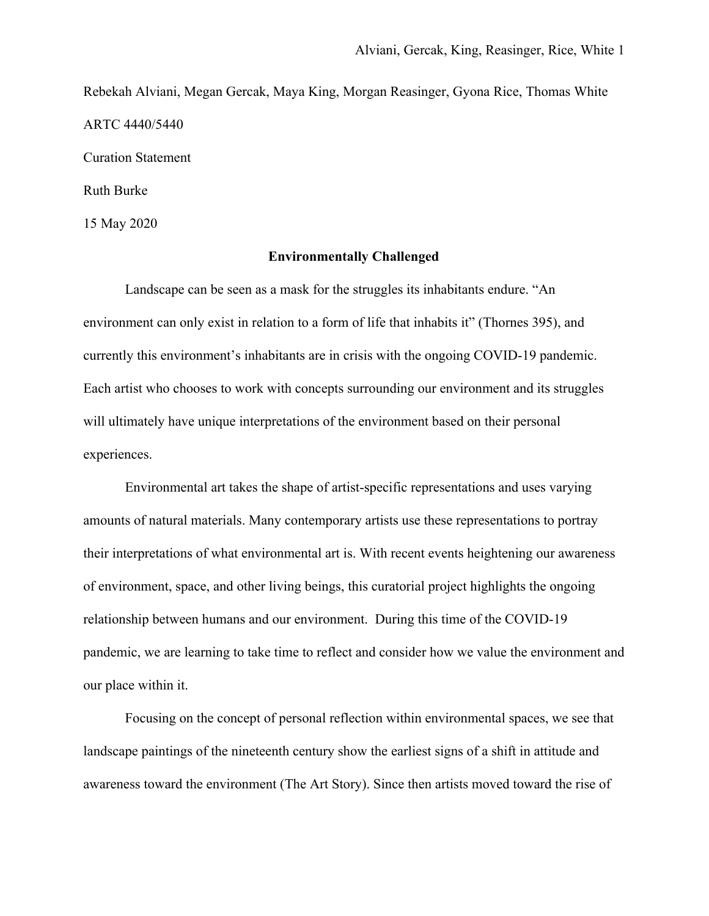Rebekah Alviani, Megan Gercak, Maya King, Morgan Reasinger, Gyona Rice, Thomas White

ARTC 4440/5440

Curation Statement

Ruth Burke

15 May 2020

## Environmentally Challenged

Landscape can be seen as a mask for the struggles its inhabitants endure. "An environment can only exist in relation to a form of life that inhabits it" (Thornes 395), and currently this environment's inhabitants are in crisis with the ongoing COVID-19 pandemic. Each artist who chooses to work with concepts surrounding our environment and its struggles will ultimately have unique interpretations of the environment based on their personal experiences.

Environmental art takes the shape of artist-specific representations and uses varying amounts of natural materials. Many contemporary artists use these representations to portray their interpretations of what environmental art is. With recent events heightening our awareness of environment, space, and other living beings, this curatorial project highlights the ongoing relationship between humans and our environment. During this time of the COVID-19 pandemic, we are learning to take time to reflect and consider how we value the environment and our place within it.

Focusing on the concept of personal reflection within environmental spaces, we see that landscape paintings of the nineteenth century show the earliest signs of a shift in attitude and awareness toward the environment (The Art Story). Since then artists moved toward the rise of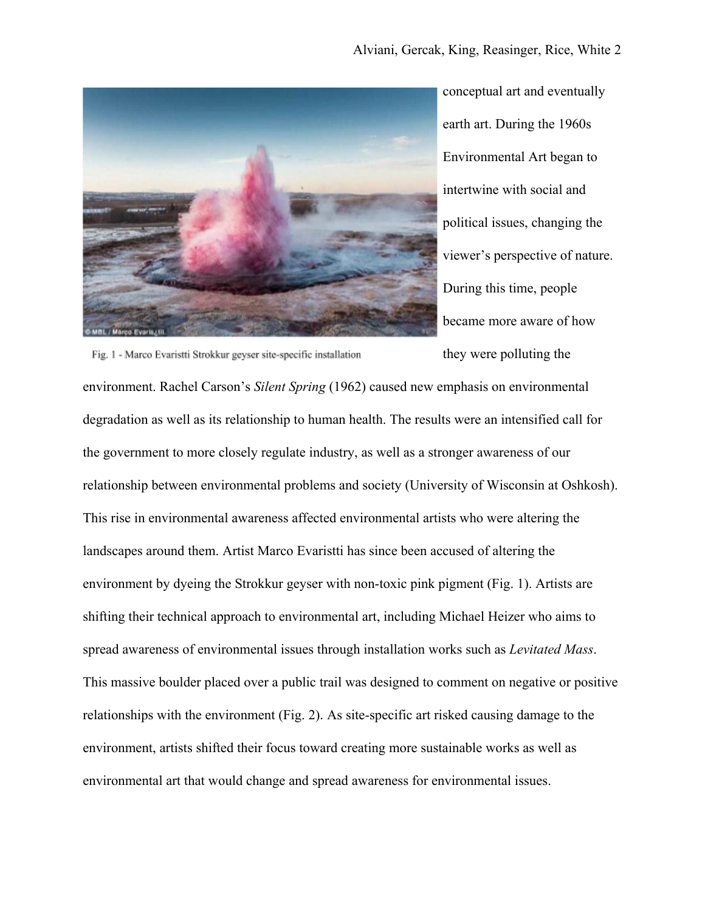Fig. 1 - Marco Evaristti Strokkur geyser site-specific installation

conceptual art and eventually earth art. During the 1960s Environmental Art began to intertwine with social and political issues, changing the viewer's perspective of nature. During this time, people became more aware of how they were polluting the environment. Rachel Carson's *Silent Spring* (1962) caused new emphasis on environmental degradation as well as its relationship to human health. The results were an intensified call for the government to more closely regulate industry, as well as a stronger awareness of our relationship between environmental problems and society (University of Wisconsin at Oshkosh). This rise in environmental awareness affected environmental artists who were altering the landscapes around them. Artist Marco Evaristti has since been accused of altering the environment by dyeing the Strokkur geyser with non-toxic pink pigment (Fig. 1). Artists are shifting their technical approach to environmental art, including Michael Heizer who aims to spread awareness of environmental issues through installation works such as *Levitated Mass*. This massive boulder placed over a public trail was designed to comment on negative or positive relationships with the environment (Fig. 2). As site-specific art risked causing damage to the environment, artists shifted their focus toward creating more sustainable works as well as environmental art that would change and spread awareness for environmental issues.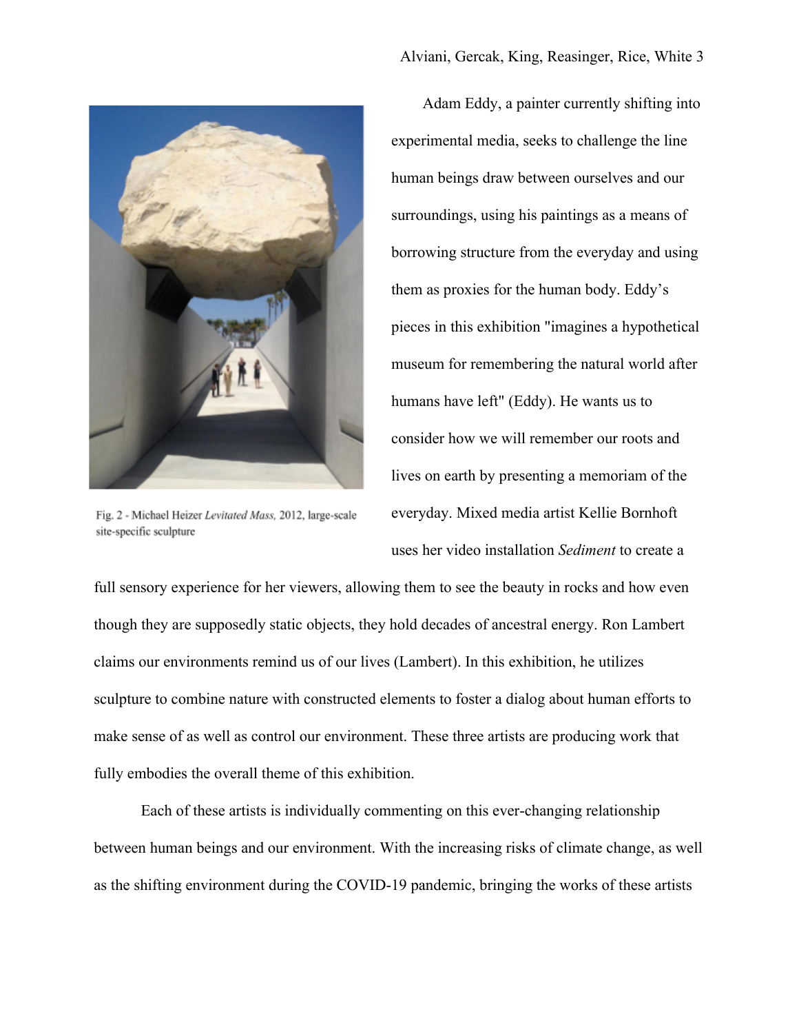Fig. 2 - Michael Heizer *Levitated Mass,* 2012, large-scale site-specific sculpture

Adam Eddy, a painter currently shifting into experimental media, seeks to challenge the line human beings draw between ourselves and our surroundings, using his paintings as a means of borrowing structure from the everyday and using them as proxies for the human body. Eddy's pieces in this exhibition "imagines a hypothetical museum for remembering the natural world after humans have left" (Eddy). He wants us to consider how we will remember our roots and lives on earth by presenting a memoriam of the everyday. Mixed media artist Kellie Bornhoft uses her video installation *Sediment* to create a full sensory experience for her viewers, allowing them to see the beauty in rocks and how even though they are supposedly static objects, they hold decades of ancestral energy. Ron Lambert claims our environments remind us of our lives (Lambert). In this exhibition, he utilizes sculpture to combine nature with constructed elements to foster a dialog about human efforts to make sense of as well as control our environment. These three artists are producing work that fully embodies the overall theme of this exhibition.

Each of these artists is individually commenting on this ever-changing relationship between human beings and our environment. With the increasing risks of climate change, as well as the shifting environment during the COVID-19 pandemic, bringing the works of these artists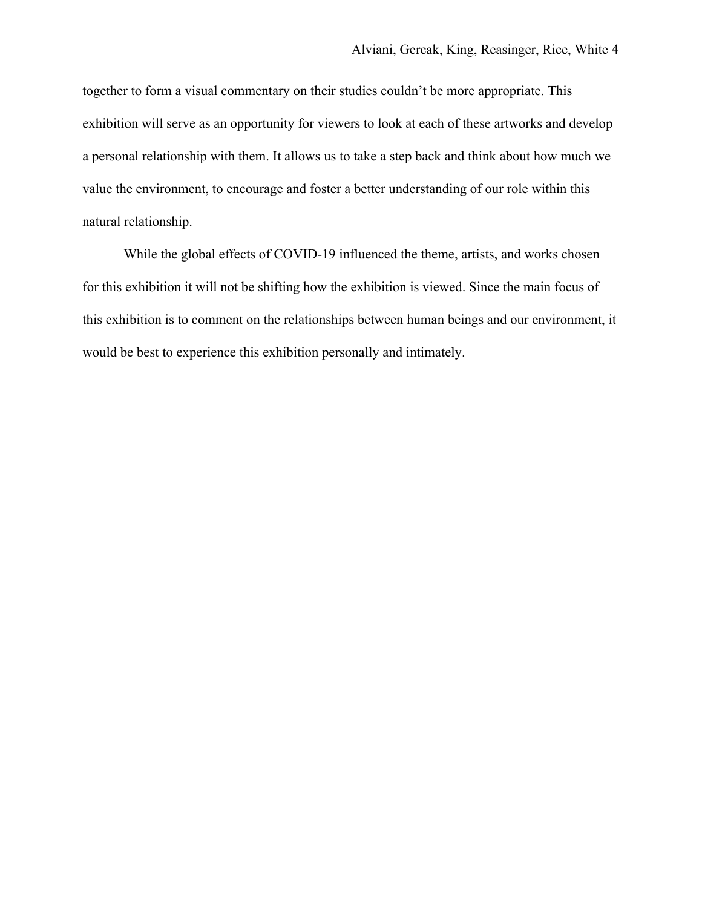together to form a visual commentary on their studies couldn’t be more appropriate. This exhibition will serve as an opportunity for viewers to look at each of these artworks and develop a personal relationship with them. It allows us to take a step back and think about how much we value the environment, to encourage and foster a better understanding of our role within this natural relationship.

While the global effects of COVID-19 influenced the theme, artists, and works chosen for this exhibition it will not be shifting how the exhibition is viewed. Since the main focus of this exhibition is to comment on the relationships between human beings and our environment, it would be best to experience this exhibition personally and intimately.